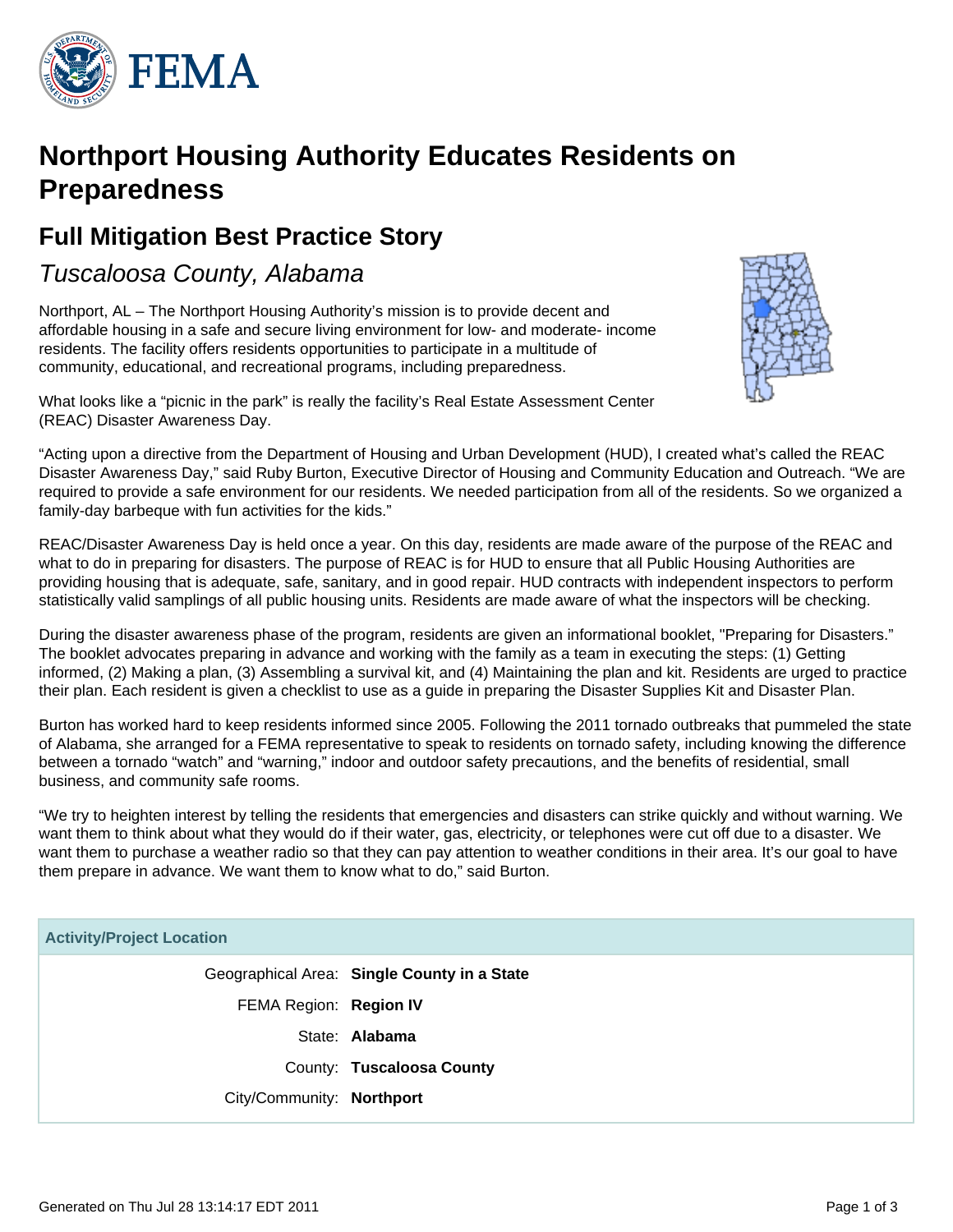# Northport Housing Authority Educates Residents on Preparedness

## Full Mitigation Best Practice Story

### *Tuscaloosa County, Alabama*

Northport, AL – The Northport Housing Authority's mission is to provide decent and affordable housing in a safe and secure living environment for low- and moderate- income residents. The facility offers residents opportunities to participate in a multitude of community, educational, and recreational programs, including preparedness.

What looks like a "picnic in the park" is really the facility's Real Estate Assessment Center (REAC) Disaster Awareness Day.

"Acting upon a directive from the Department of Housing and Urban Development (HUD), I created what's called the REAC Disaster Awareness Day," said Ruby Burton, Executive Director of Housing and Community Education and Outreach. "We are required to provide a safe environment for our residents. We needed participation from all of the residents. So we organized a family-day barbeque with fun activities for the kids."

REAC/Disaster Awareness Day is held once a year. On this day, residents are made aware of the purpose of the REAC and what to do in preparing for disasters. The purpose of REAC is for HUD to ensure that all Public Housing Authorities are providing housing that is adequate, safe, sanitary, and in good repair. HUD contracts with independent inspectors to perform statistically valid samplings of all public housing units. Residents are made aware of what the inspectors will be checking.

During the disaster awareness phase of the program, residents are given an informational booklet, "Preparing for Disasters." The booklet advocates preparing in advance and working with the family as a team in executing the steps: (1) Getting informed, (2) Making a plan, (3) Assembling a survival kit, and (4) Maintaining the plan and kit. Residents are urged to practice their plan. Each resident is given a checklist to use as a guide in preparing the Disaster Supplies Kit and Disaster Plan.

Burton has worked hard to keep residents informed since 2005. Following the 2011 tornado outbreaks that pummeled the state of Alabama, she arranged for a FEMA representative to speak to residents on tornado safety, including knowing the difference between a tornado "watch" and "warning," indoor and outdoor safety precautions, and the benefits of residential, small business, and community safe rooms.

"We try to heighten interest by telling the residents that emergencies and disasters can strike quickly and without warning. We want them to think about what they would do if their water, gas, electricity, or telephones were cut off due to a disaster. We want them to purchase a weather radio so that they can pay attention to weather conditions in their area. It's our goal to have them prepare in advance. We want them to know what to do," said Burton.

| Activity/Project Location | |
|---|---|
| Geographical Area: | **Single County in a State** |
| FEMA Region: | **Region IV** |
| State: | **Alabama** |
| County: | **Tuscaloosa County** |
| City/Community: | **Northport** |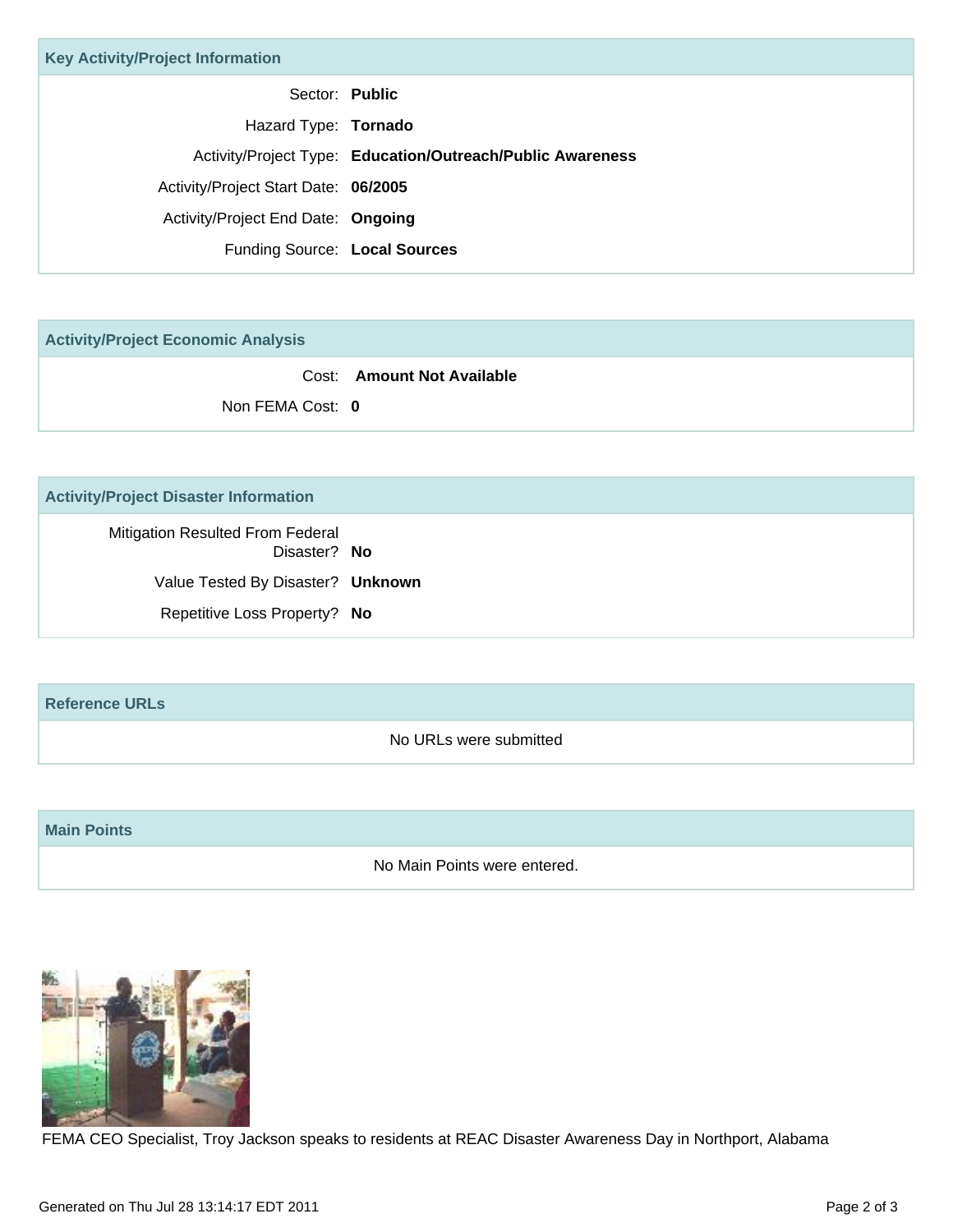## Key Activity/Project Information

| | |
|---|---|
| Sector: | **Public** |
| Hazard Type: | **Tornado** |
| Activity/Project Type: | **Education/Outreach/Public Awareness** |
| Activity/Project Start Date: | **06/2005** |
| Activity/Project End Date: | **Ongoing** |
| Funding Source: | **Local Sources** |

## Activity/Project Economic Analysis

| | |
|---|---|
| Cost: | **Amount Not Available** |
| Non FEMA Cost: | **0** |

## Activity/Project Disaster Information

| | |
|---|---|
| Mitigation Resulted From Federal Disaster? | **No** |
| Value Tested By Disaster? | **Unknown** |
| Repetitive Loss Property? | **No** |

## Reference URLs

No URLs were submitted

## Main Points

No Main Points were entered.

FEMA CEO Specialist, Troy Jackson speaks to residents at REAC Disaster Awareness Day in Northport, Alabama

Generated on Thu Jul 28 13:14:17 EDT 2011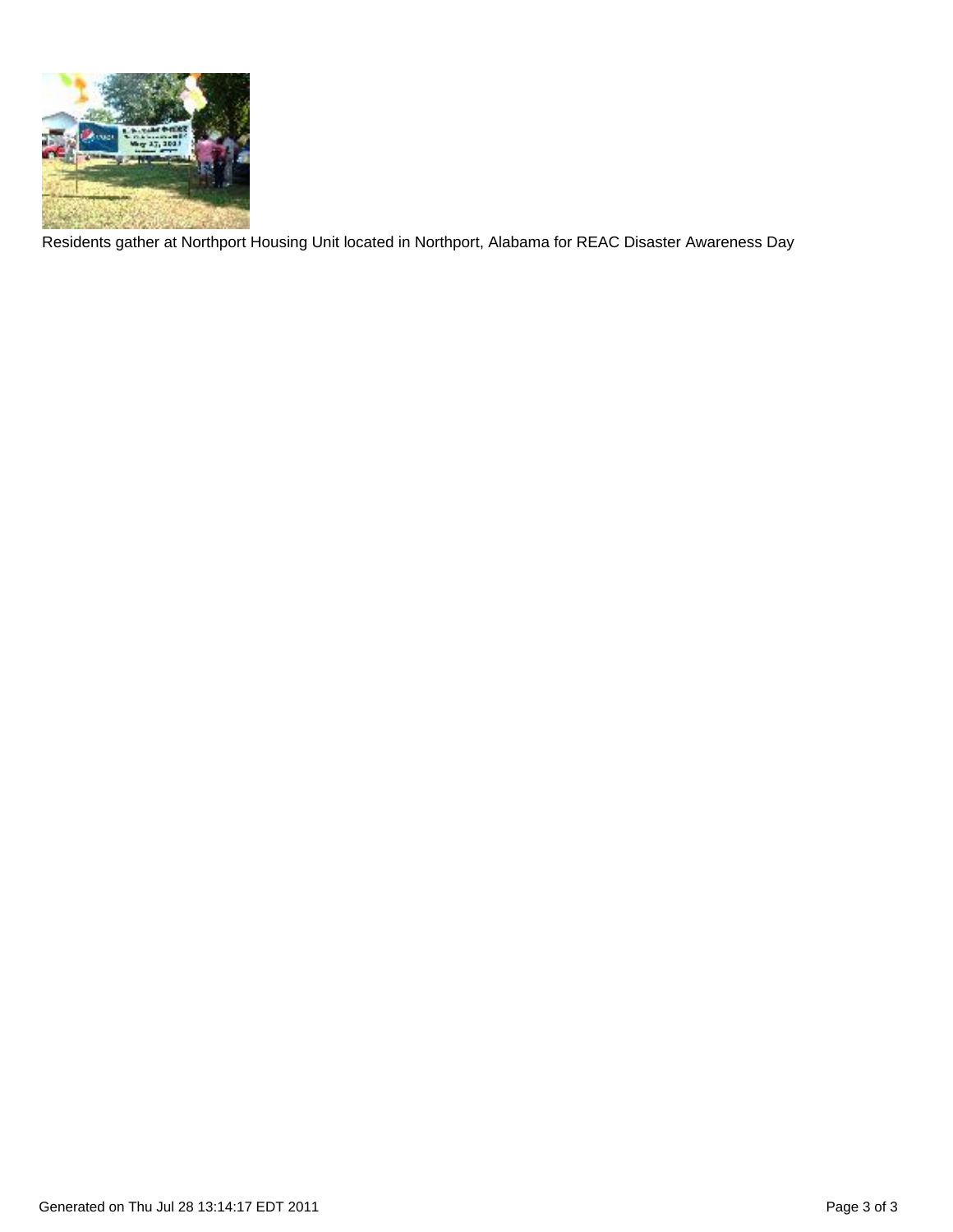Residents gather at Northport Housing Unit located in Northport, Alabama for REAC Disaster Awareness Day